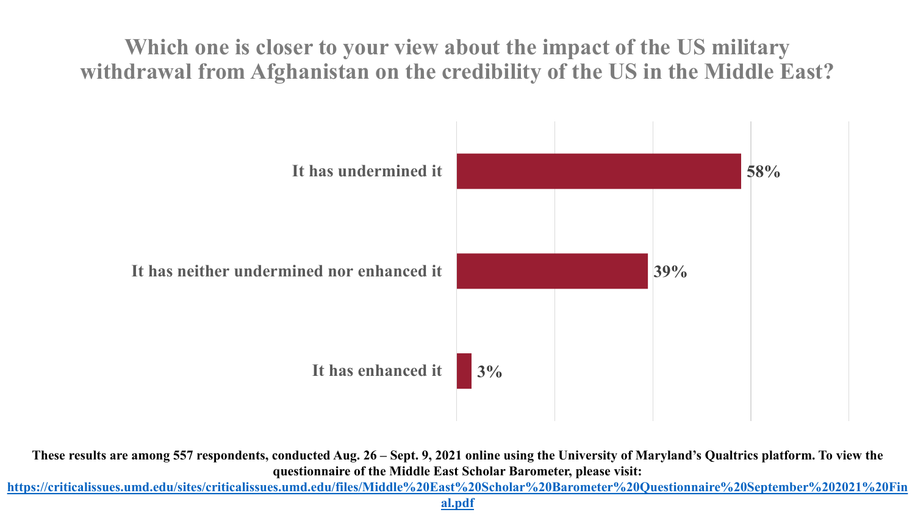# Which one is closer to your view about the impact of the US military withdrawal from Afghanistan on the credibility of the US in the Middle East?

| Response | Percentage |
| --- | --- |
| It has undermined it | 58% |
| It has neither undermined nor enhanced it | 39% |
| It has enhanced it | 3% |

**These results are among 557 respondents, conducted Aug. 26 – Sept. 9, 2021 online using the University of Maryland's Qualtrics platform. To view the questionnaire of the Middle East Scholar Barometer, please visit: https://criticalissues.umd.edu/sites/criticalissues.umd.edu/files/Middle%20East%20Scholar%20Barometer%20Questionnaire%20September%202021%20Final.pdf**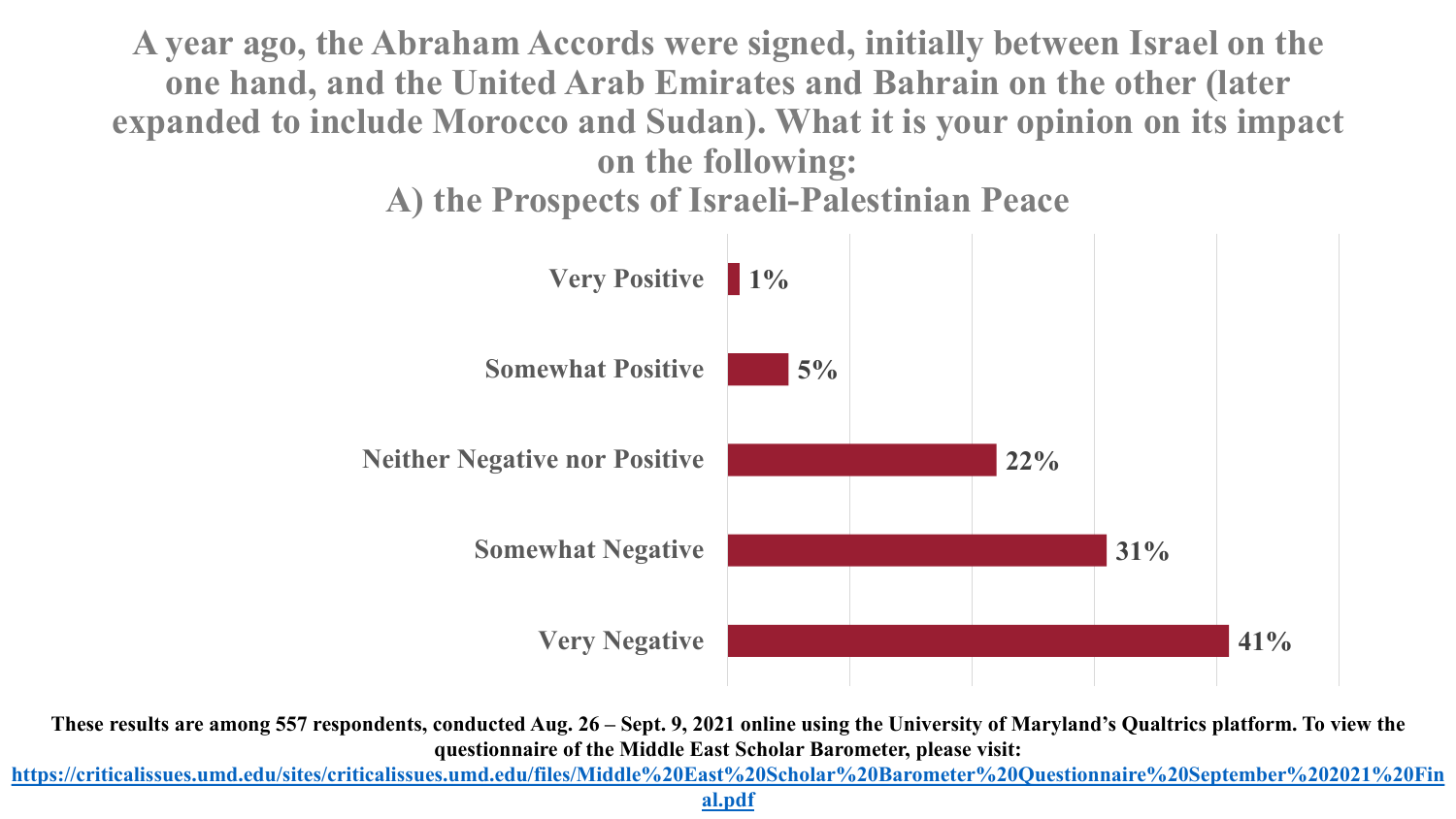## A year ago, the Abraham Accords were signed, initially between Israel on the one hand, and the United Arab Emirates and Bahrain on the other (later expanded to include Morocco and Sudan). What it is your opinion on its impact on the following:
## A) the Prospects of Israeli-Palestinian Peace

| Response | Percentage |
| --- | --- |
| Very Positive | 1% |
| Somewhat Positive | 5% |
| Neither Negative nor Positive | 22% |
| Somewhat Negative | 31% |
| Very Negative | 41% |

**These results are among 557 respondents, conducted Aug. 26 – Sept. 9, 2021 online using the University of Maryland's Qualtrics platform. To view the questionnaire of the Middle East Scholar Barometer, please visit: https://criticalissues.umd.edu/sites/criticalissues.umd.edu/files/Middle%20East%20Scholar%20Barometer%20Questionnaire%20September%202021%20Final.pdf**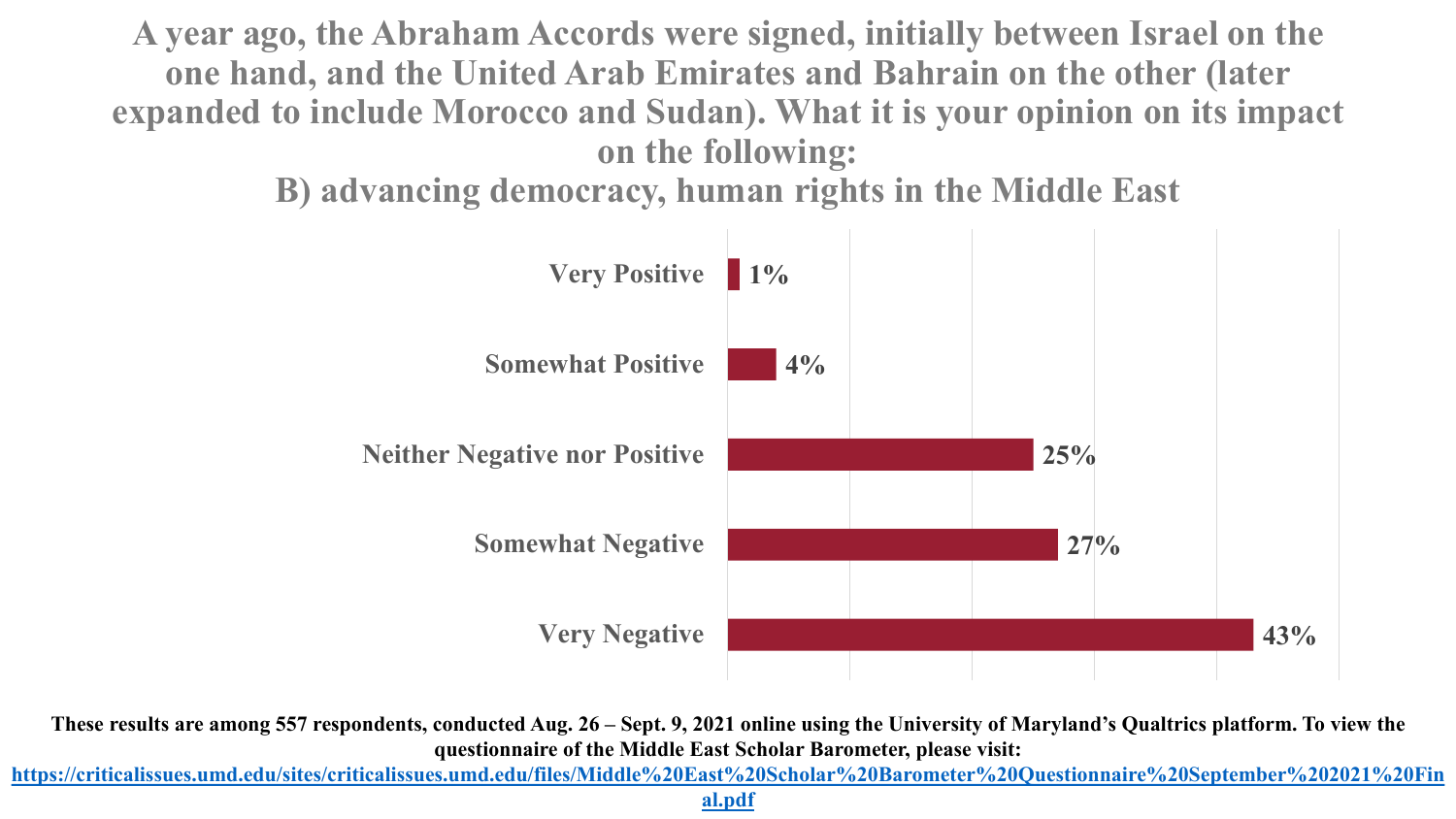# A year ago, the Abraham Accords were signed, initially between Israel on the one hand, and the United Arab Emirates and Bahrain on the other (later expanded to include Morocco and Sudan). What it is your opinion on its impact on the following:
## B) advancing democracy, human rights in the Middle East

| Response | Percentage |
| --- | --- |
| Very Positive | 1% |
| Somewhat Positive | 4% |
| Neither Negative nor Positive | 25% |
| Somewhat Negative | 27% |
| Very Negative | 43% |

**These results are among 557 respondents, conducted Aug. 26 – Sept. 9, 2021 online using the University of Maryland's Qualtrics platform. To view the questionnaire of the Middle East Scholar Barometer, please visit:**
**https://criticalissues.umd.edu/sites/criticalissues.umd.edu/files/Middle%20East%20Scholar%20Barometer%20Questionnaire%20September%202021%20Final.pdf**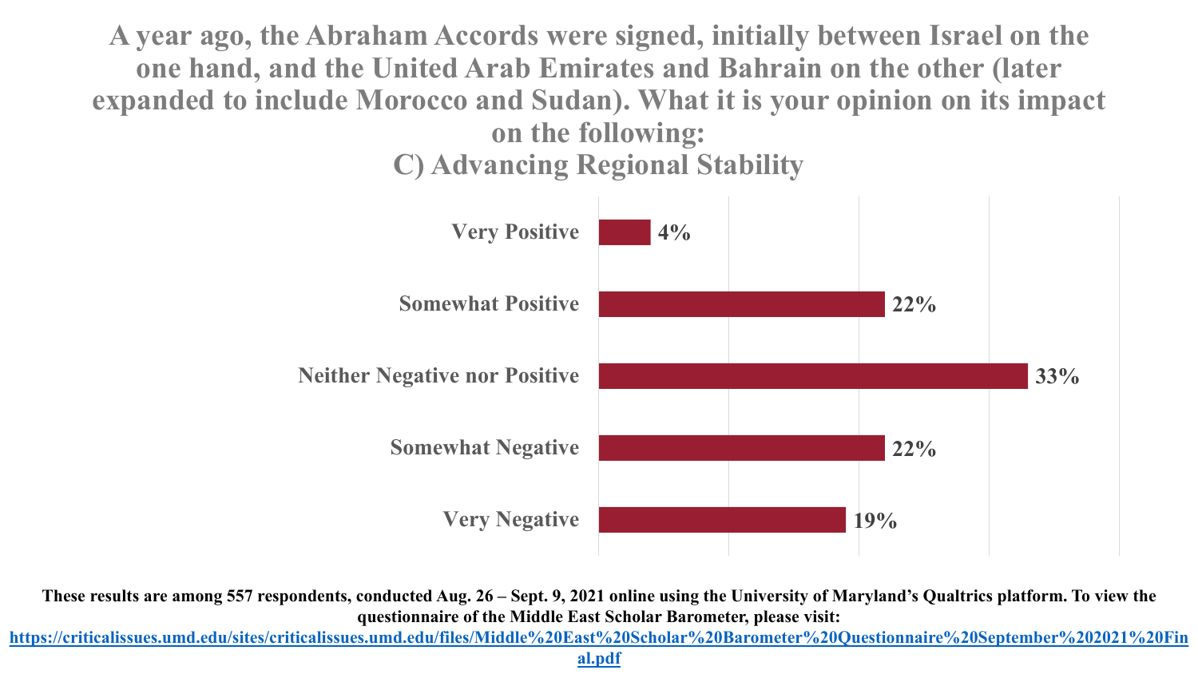# A year ago, the Abraham Accords were signed, initially between Israel on the one hand, and the United Arab Emirates and Bahrain on the other (later expanded to include Morocco and Sudan). What it is your opinion on its impact on the following:

## C) Advancing Regional Stability

| Response | Percentage |
| --- | --- |
| Very Positive | 4% |
| Somewhat Positive | 22% |
| Neither Negative nor Positive | 33% |
| Somewhat Negative | 22% |
| Very Negative | 19% |

**These results are among 557 respondents, conducted Aug. 26 – Sept. 9, 2021 online using the University of Maryland's Qualtrics platform. To view the questionnaire of the Middle East Scholar Barometer, please visit: https://criticalissues.umd.edu/sites/criticalissues.umd.edu/files/Middle%20East%20Scholar%20Barometer%20Questionnaire%20September%202021%20Final.pdf**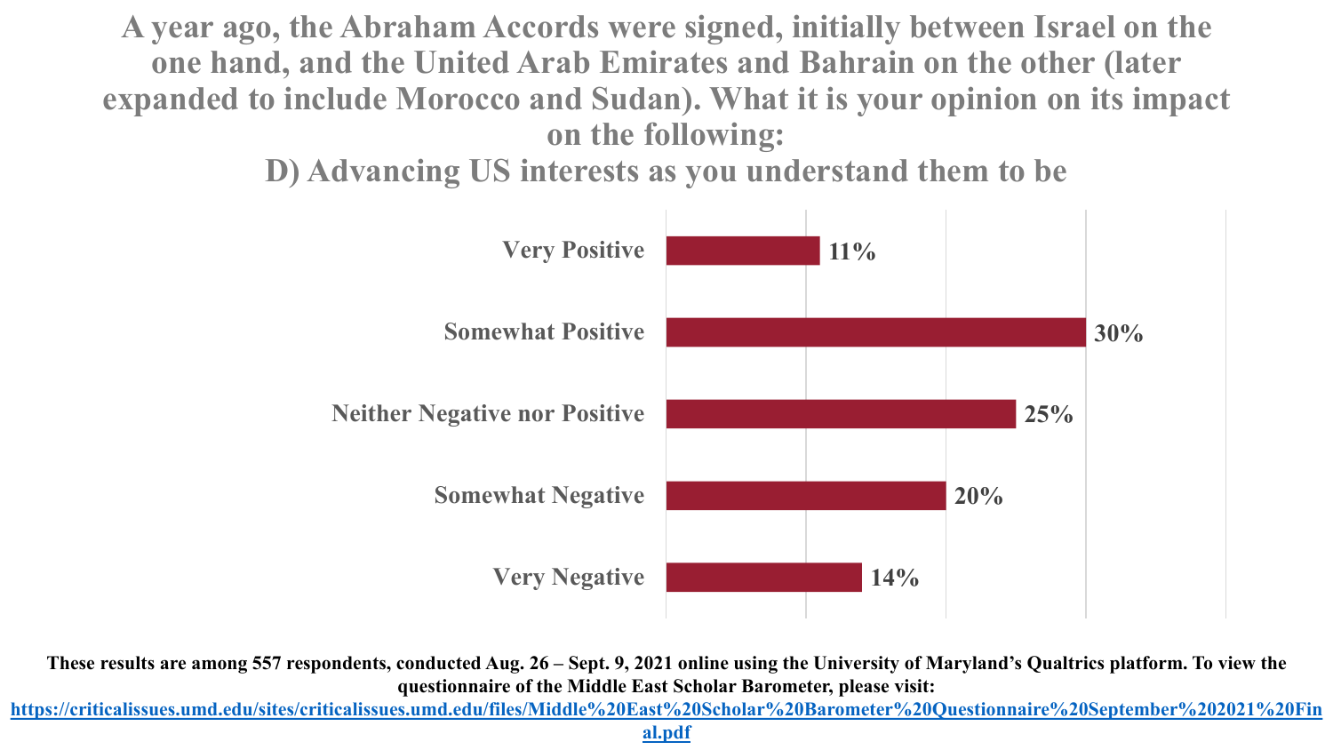# A year ago, the Abraham Accords were signed, initially between Israel on the one hand, and the United Arab Emirates and Bahrain on the other (later expanded to include Morocco and Sudan). What it is your opinion on its impact on the following:

## D) Advancing US interests as you understand them to be

| Response | Percentage |
| --- | --- |
| Very Positive | 11% |
| Somewhat Positive | 30% |
| Neither Negative nor Positive | 25% |
| Somewhat Negative | 20% |
| Very Negative | 14% |

**These results are among 557 respondents, conducted Aug. 26 – Sept. 9, 2021 online using the University of Maryland's Qualtrics platform. To view the questionnaire of the Middle East Scholar Barometer, please visit: https://criticalissues.umd.edu/sites/criticalissues.umd.edu/files/Middle%20East%20Scholar%20Barometer%20Questionnaire%20September%202021%20Final.pdf**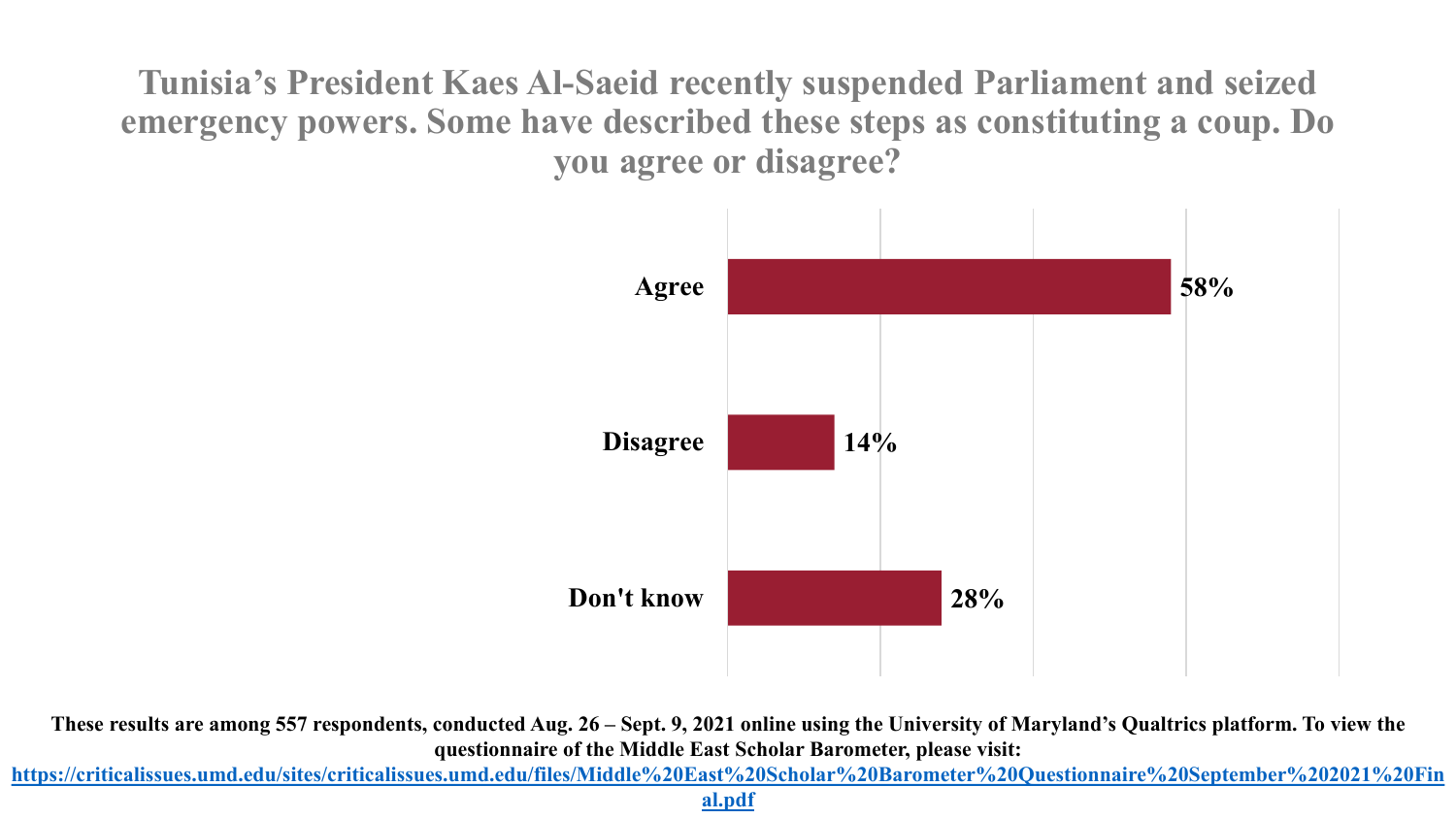# Tunisia's President Kaes Al-Saeid recently suspended Parliament and seized emergency powers. Some have described these steps as constituting a coup. Do you agree or disagree?

| Response | Percentage |
| --- | --- |
| Agree | 58% |
| Disagree | 14% |
| Don't know | 28% |

**These results are among 557 respondents, conducted Aug. 26 – Sept. 9, 2021 online using the University of Maryland's Qualtrics platform. To view the questionnaire of the Middle East Scholar Barometer, please visit: [https://criticalissues.umd.edu/sites/criticalissues.umd.edu/files/Middle%20East%20Scholar%20Barometer%20Questionnaire%20September%202021%20Final.pdf](https://criticalissues.umd.edu/sites/criticalissues.umd.edu/files/Middle%20East%20Scholar%20Barometer%20Questionnaire%20September%202021%20Final.pdf)**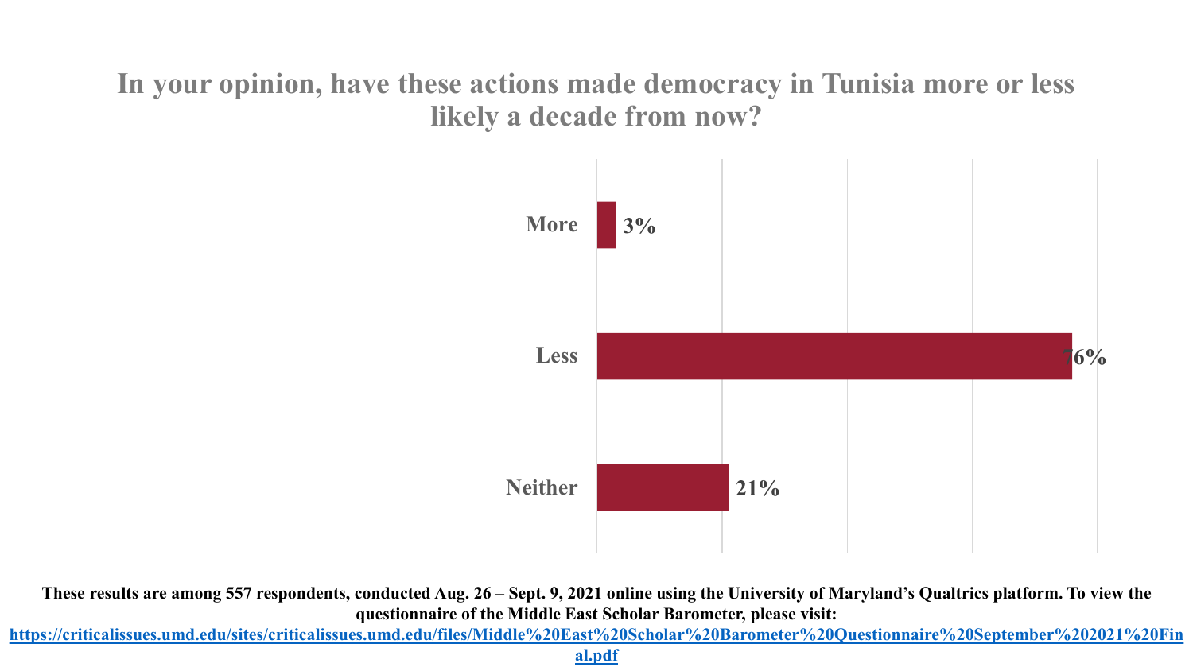# In your opinion, have these actions made democracy in Tunisia more or less likely a decade from now?

| Response | Percentage |
|---|---|
| More | 3% |
| Less | 76% |
| Neither | 21% |

**These results are among 557 respondents, conducted Aug. 26 – Sept. 9, 2021 online using the University of Maryland's Qualtrics platform. To view the questionnaire of the Middle East Scholar Barometer, please visit: https://criticalissues.umd.edu/sites/criticalissues.umd.edu/files/Middle%20East%20Scholar%20Barometer%20Questionnaire%20September%202021%20Final.pdf**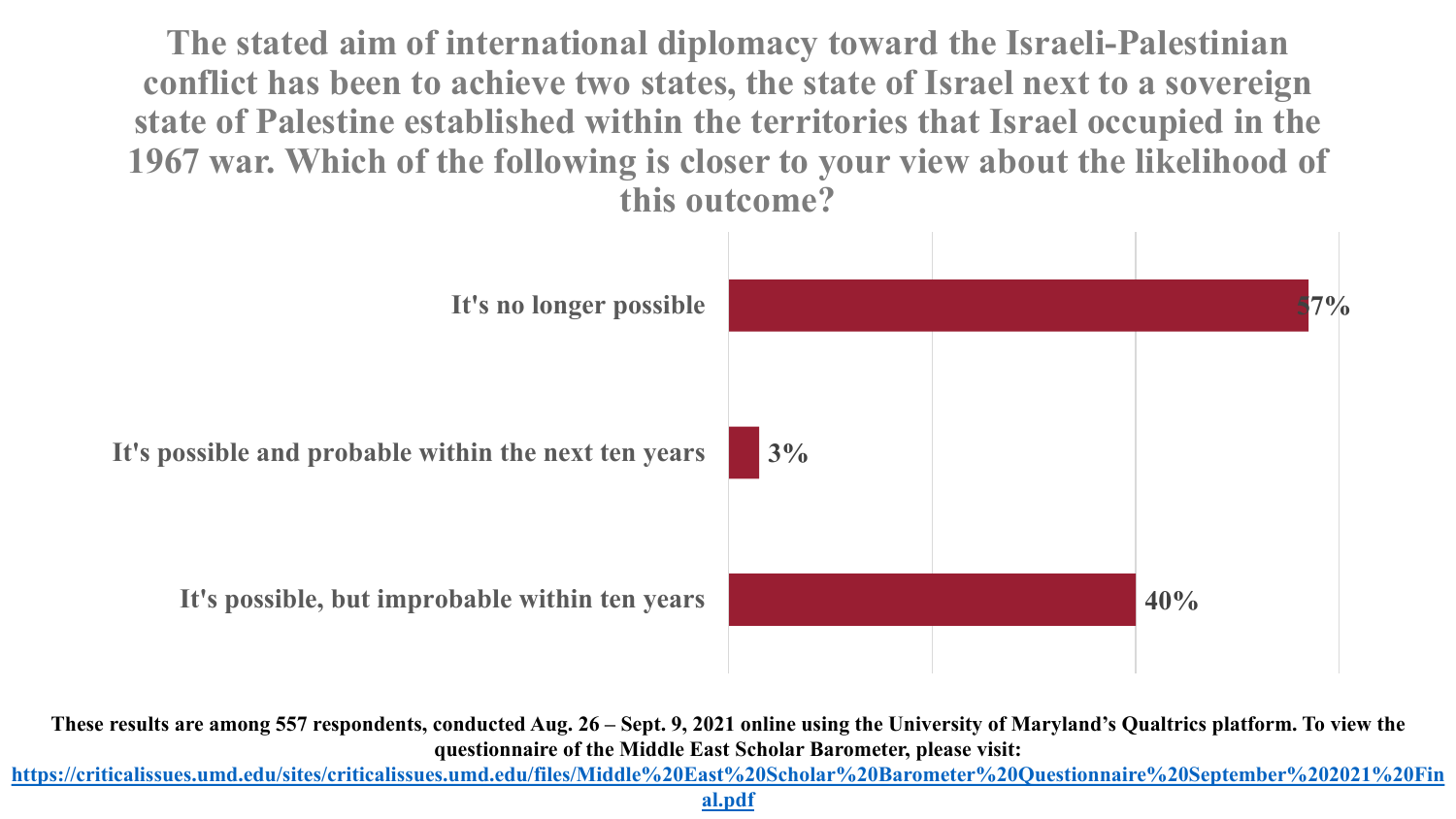# The stated aim of international diplomacy toward the Israeli-Palestinian conflict has been to achieve two states, the state of Israel next to a sovereign state of Palestine established within the territories that Israel occupied in the 1967 war. Which of the following is closer to your view about the likelihood of this outcome?

| Response | Percentage |
| --- | --- |
| It's no longer possible | 57% |
| It's possible and probable within the next ten years | 3% |
| It's possible, but improbable within ten years | 40% |

**These results are among 557 respondents, conducted Aug. 26 – Sept. 9, 2021 online using the University of Maryland's Qualtrics platform. To view the questionnaire of the Middle East Scholar Barometer, please visit: https://criticalissues.umd.edu/sites/criticalissues.umd.edu/files/Middle%20East%20Scholar%20Barometer%20Questionnaire%20September%202021%20Final.pdf**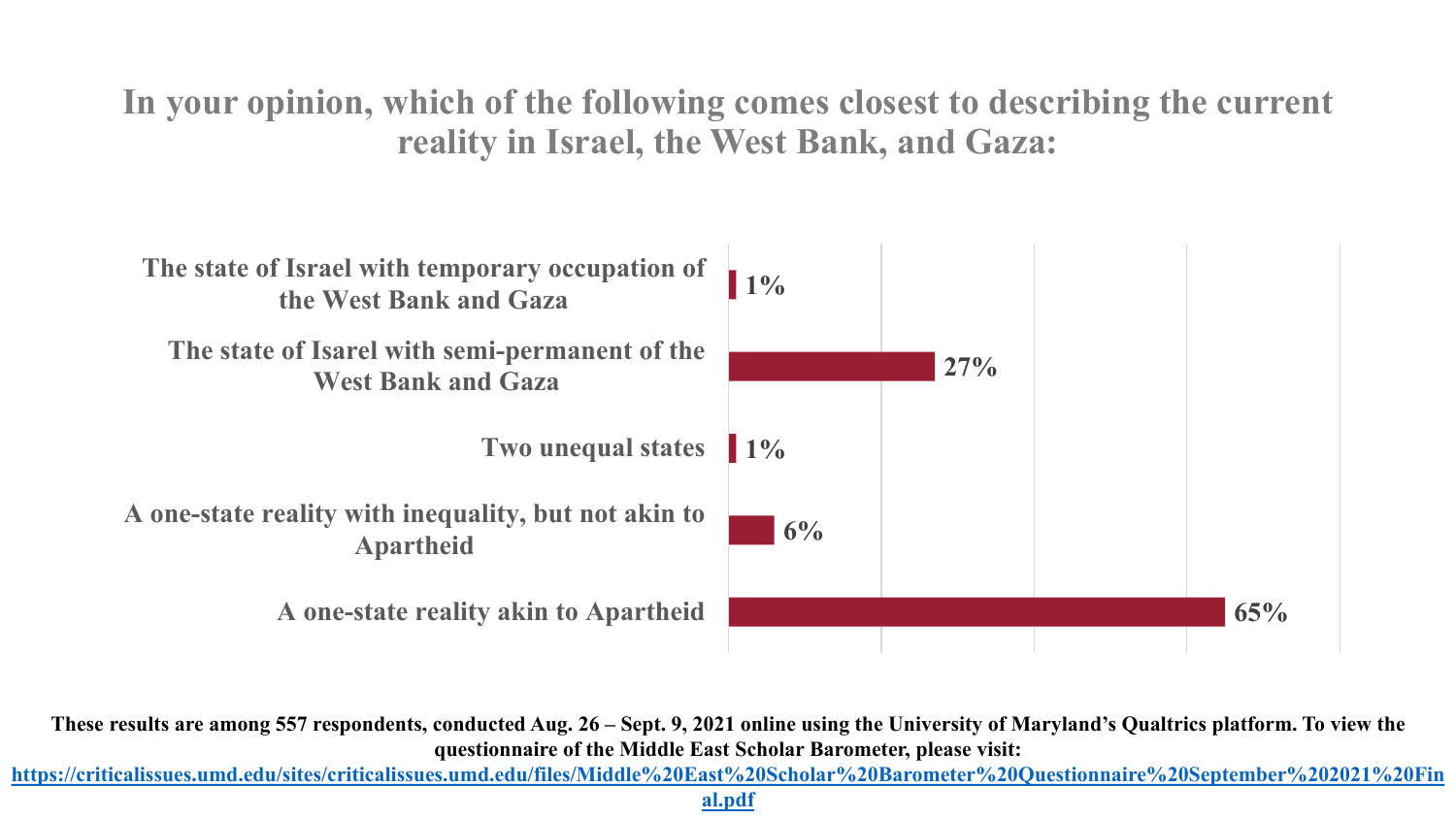# In your opinion, which of the following comes closest to describing the current reality in Israel, the West Bank, and Gaza:

| Response | Percentage |
| --- | --- |
| The state of Israel with temporary occupation of the West Bank and Gaza | 1% |
| The state of Isarel with semi-permanent of the West Bank and Gaza | 27% |
| Two unequal states | 1% |
| A one-state reality with inequality, but not akin to Apartheid | 6% |
| A one-state reality akin to Apartheid | 65% |

**These results are among 557 respondents, conducted Aug. 26 – Sept. 9, 2021 online using the University of Maryland's Qualtrics platform. To view the questionnaire of the Middle East Scholar Barometer, please visit: https://criticalissues.umd.edu/sites/criticalissues.umd.edu/files/Middle%20East%20Scholar%20Barometer%20Questionnaire%20September%202021%20Final.pdf**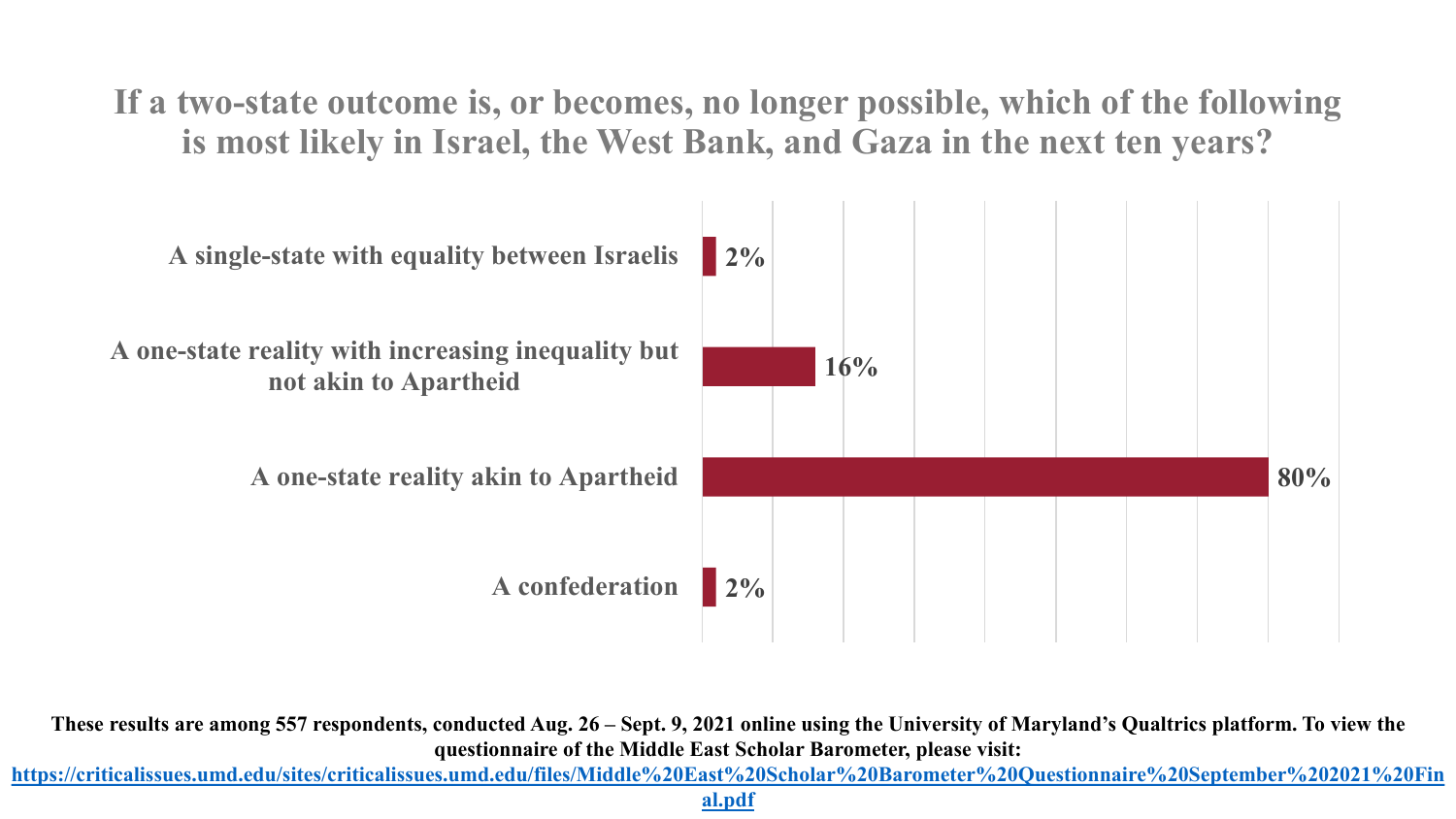# If a two-state outcome is, or becomes, no longer possible, which of the following is most likely in Israel, the West Bank, and Gaza in the next ten years?

| Response | Percentage |
|---|---|
| A single-state with equality between Israelis | 2% |
| A one-state reality with increasing inequality but not akin to Apartheid | 16% |
| A one-state reality akin to Apartheid | 80% |
| A confederation | 2% |

**These results are among 557 respondents, conducted Aug. 26 – Sept. 9, 2021 online using the University of Maryland's Qualtrics platform. To view the questionnaire of the Middle East Scholar Barometer, please visit: https://criticalissues.umd.edu/sites/criticalissues.umd.edu/files/Middle%20East%20Scholar%20Barometer%20Questionnaire%20September%202021%20Final.pdf**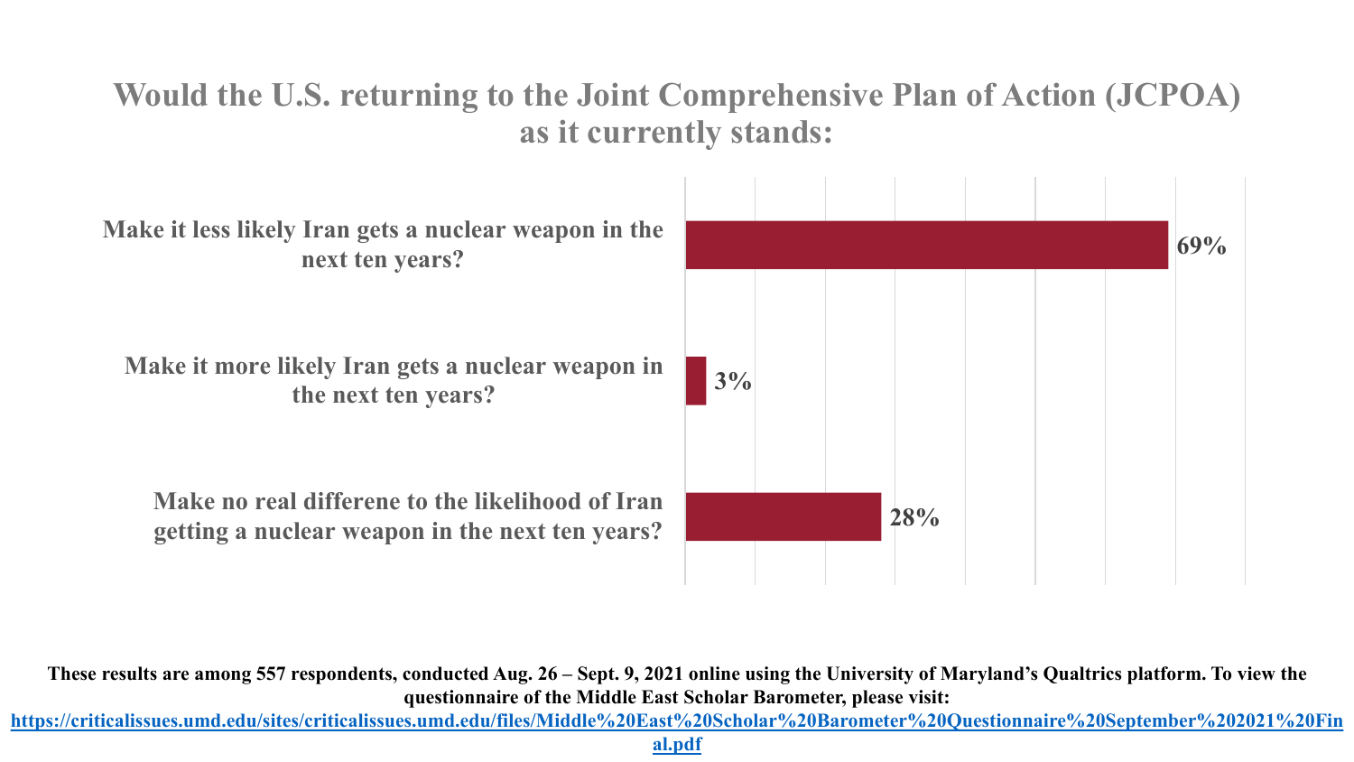# Would the U.S. returning to the Joint Comprehensive Plan of Action (JCPOA) as it currently stands:

| Response | Percentage |
| --- | --- |
| Make it less likely Iran gets a nuclear weapon in the next ten years? | 69% |
| Make it more likely Iran gets a nuclear weapon in the next ten years? | 3% |
| Make no real differene to the likelihood of Iran getting a nuclear weapon in the next ten years? | 28% |

**These results are among 557 respondents, conducted Aug. 26 – Sept. 9, 2021 online using the University of Maryland's Qualtrics platform. To view the questionnaire of the Middle East Scholar Barometer, please visit: [https://criticalissues.umd.edu/sites/criticalissues.umd.edu/files/Middle%20East%20Scholar%20Barometer%20Questionnaire%20September%202021%20Final.pdf](https://criticalissues.umd.edu/sites/criticalissues.umd.edu/files/Middle%20East%20Scholar%20Barometer%20Questionnaire%20September%202021%20Final.pdf)**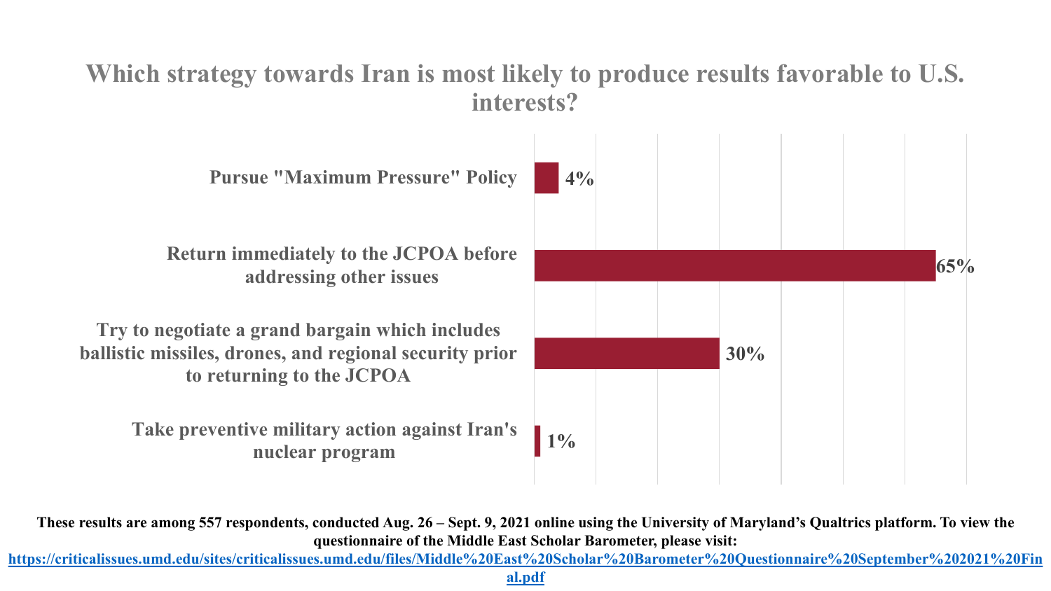# Which strategy towards Iran is most likely to produce results favorable to U.S. interests?

| Strategy | Percentage |
| --- | --- |
| Pursue "Maximum Pressure" Policy | 4% |
| Return immediately to the JCPOA before addressing other issues | 65% |
| Try to negotiate a grand bargain which includes ballistic missiles, drones, and regional security prior to returning to the JCPOA | 30% |
| Take preventive military action against Iran's nuclear program | 1% |

**These results are among 557 respondents, conducted Aug. 26 – Sept. 9, 2021 online using the University of Maryland's Qualtrics platform. To view the questionnaire of the Middle East Scholar Barometer, please visit:**
**https://criticalissues.umd.edu/sites/criticalissues.umd.edu/files/Middle%20East%20Scholar%20Barometer%20Questionnaire%20September%202021%20Final.pdf**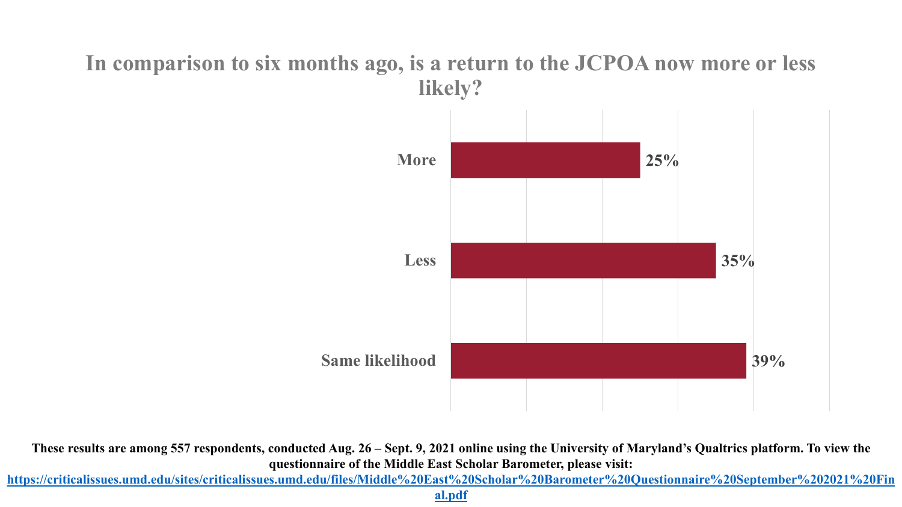## In comparison to six months ago, is a return to the JCPOA now more or less likely?

| Response | Percentage |
|---|---|
| More | 25% |
| Less | 35% |
| Same likelihood | 39% |

**These results are among 557 respondents, conducted Aug. 26 – Sept. 9, 2021 online using the University of Maryland's Qualtrics platform. To view the questionnaire of the Middle East Scholar Barometer, please visit: https://criticalissues.umd.edu/sites/criticalissues.umd.edu/files/Middle%20East%20Scholar%20Barometer%20Questionnaire%20September%202021%20Final.pdf**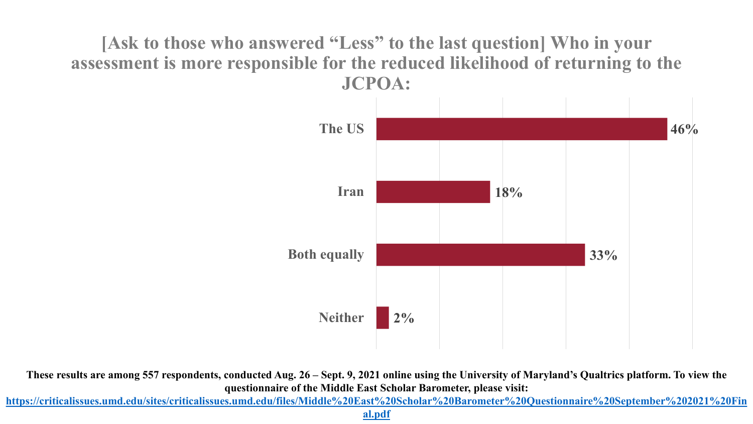# [Ask to those who answered "Less" to the last question] Who in your assessment is more responsible for the reduced likelihood of returning to the JCPOA:

| Response | Percentage |
|---|---|
| The US | 46% |
| Iran | 18% |
| Both equally | 33% |
| Neither | 2% |

**These results are among 557 respondents, conducted Aug. 26 – Sept. 9, 2021 online using the University of Maryland's Qualtrics platform. To view the questionnaire of the Middle East Scholar Barometer, please visit: [https://criticalissues.umd.edu/sites/criticalissues.umd.edu/files/Middle%20East%20Scholar%20Barometer%20Questionnaire%20September%202021%20Final.pdf](https://criticalissues.umd.edu/sites/criticalissues.umd.edu/files/Middle%20East%20Scholar%20Barometer%20Questionnaire%20September%202021%20Final.pdf)**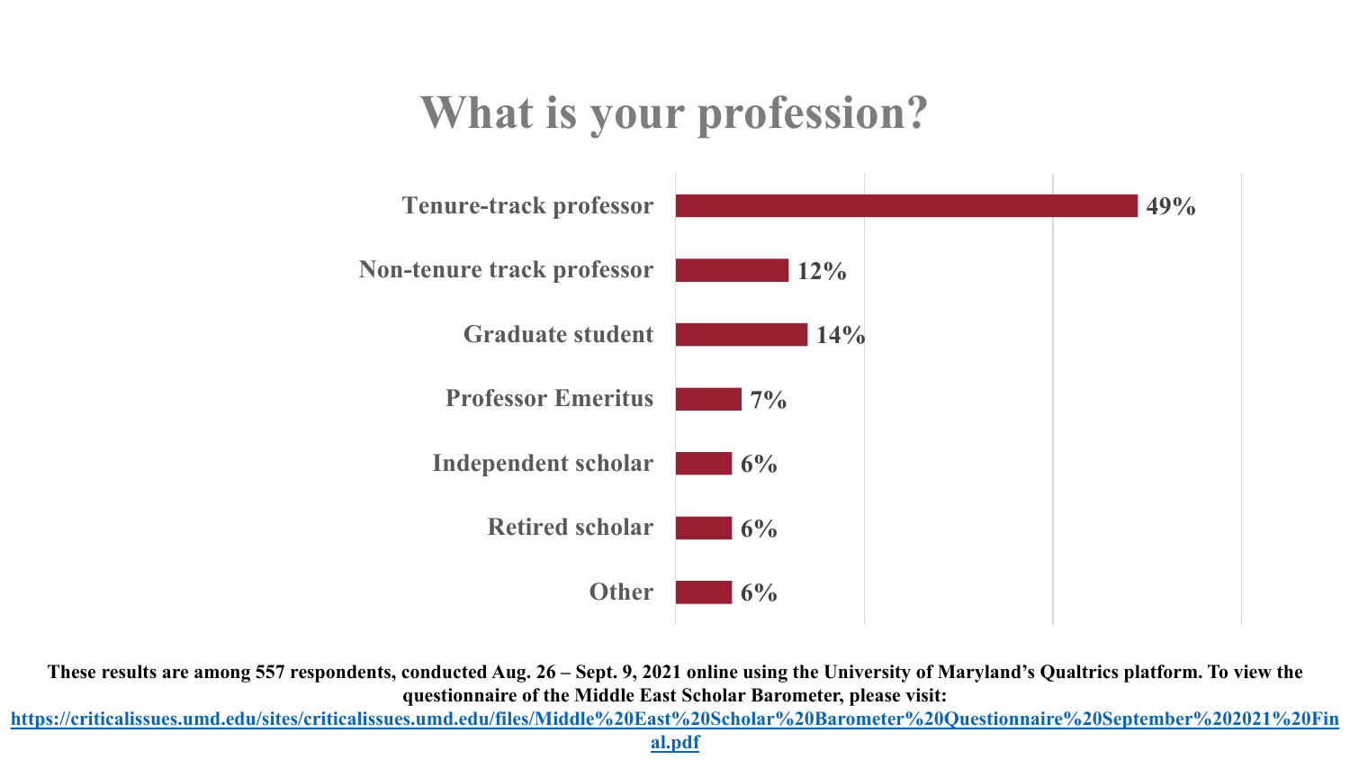# What is your profession?

| Profession | Percentage |
| --- | --- |
| Tenure-track professor | 49% |
| Non-tenure track professor | 12% |
| Graduate student | 14% |
| Professor Emeritus | 7% |
| Independent scholar | 6% |
| Retired scholar | 6% |
| Other | 6% |

**These results are among 557 respondents, conducted Aug. 26 – Sept. 9, 2021 online using the University of Maryland's Qualtrics platform. To view the questionnaire of the Middle East Scholar Barometer, please visit: https://criticalissues.umd.edu/sites/criticalissues.umd.edu/files/Middle%20East%20Scholar%20Barometer%20Questionnaire%20September%202021%20Final.pdf**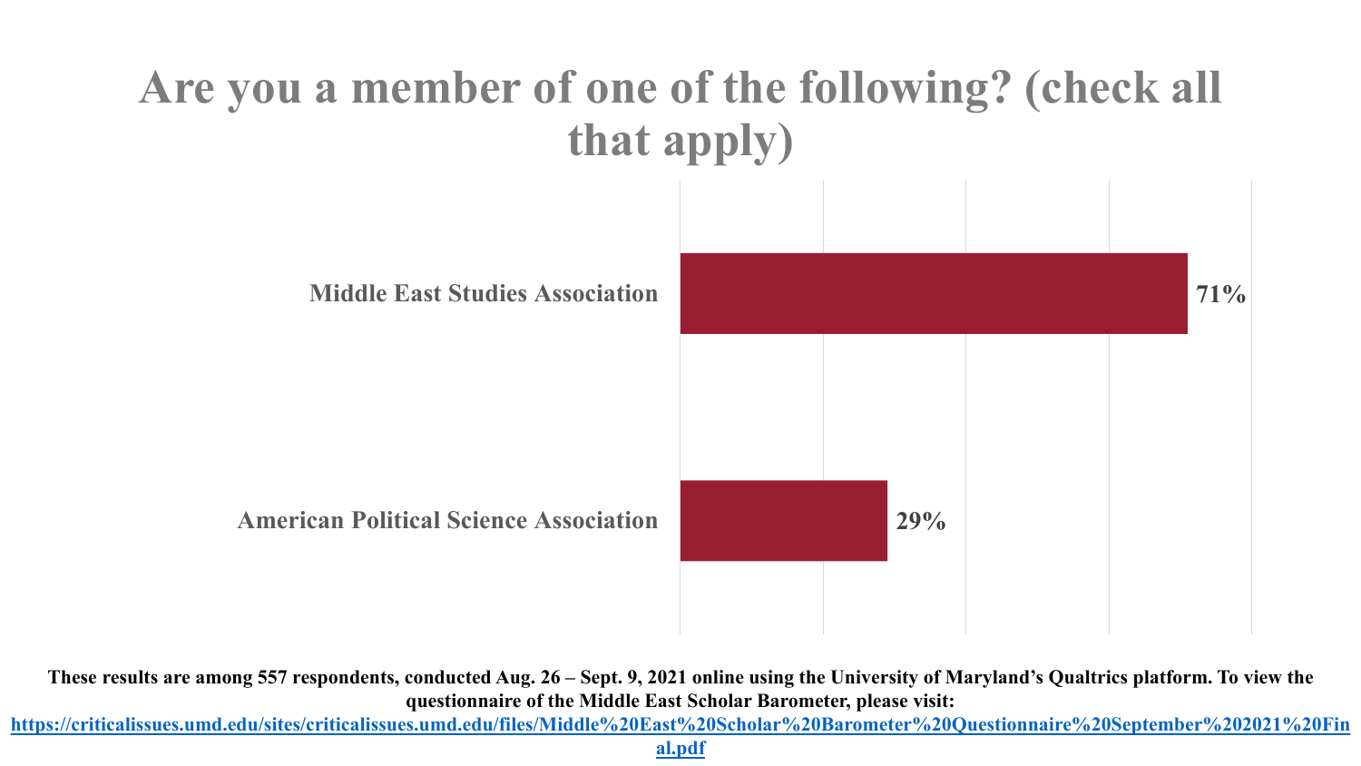# Are you a member of one of the following? (check all that apply)

| Association | Percentage |
|---|---|
| Middle East Studies Association | 71% |
| American Political Science Association | 29% |

**These results are among 557 respondents, conducted Aug. 26 – Sept. 9, 2021 online using the University of Maryland's Qualtrics platform. To view the questionnaire of the Middle East Scholar Barometer, please visit: https://criticalissues.umd.edu/sites/criticalissues.umd.edu/files/Middle%20East%20Scholar%20Barometer%20Questionnaire%20September%202021%20Final.pdf**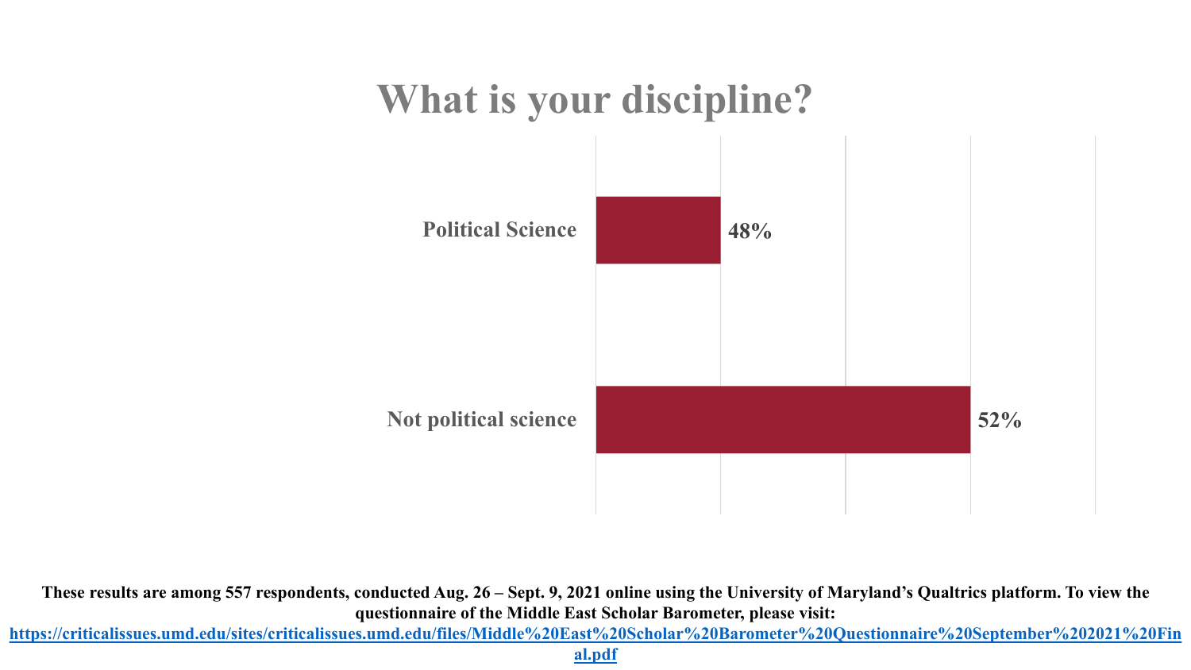# What is your discipline?

| Discipline | Percentage |
| --- | --- |
| Political Science | 48% |
| Not political science | 52% |

**These results are among 557 respondents, conducted Aug. 26 – Sept. 9, 2021 online using the University of Maryland's Qualtrics platform. To view the questionnaire of the Middle East Scholar Barometer, please visit: https://criticalissues.umd.edu/sites/criticalissues.umd.edu/files/Middle%20East%20Scholar%20Barometer%20Questionnaire%20September%202021%20Final.pdf**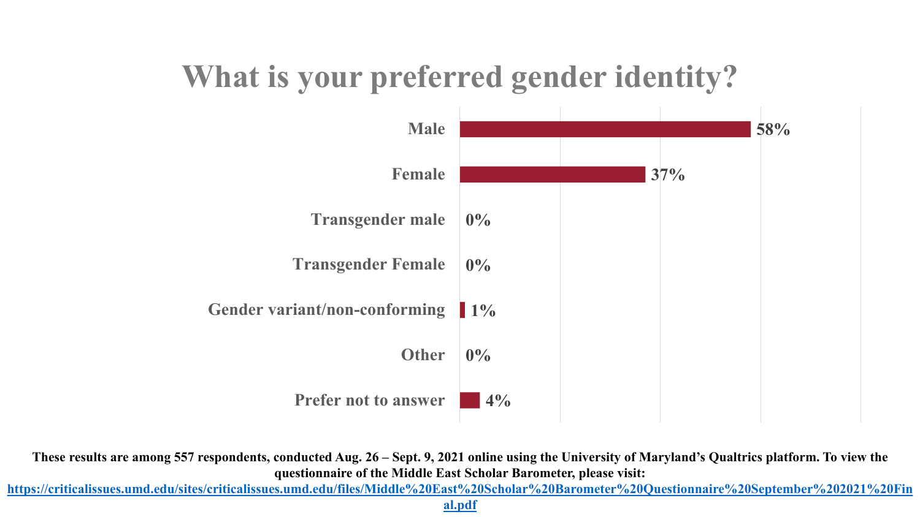# What is your preferred gender identity?

| Gender identity | Percentage |
| --- | --- |
| Male | 58% |
| Female | 37% |
| Transgender male | 0% |
| Transgender Female | 0% |
| Gender variant/non-conforming | 1% |
| Other | 0% |
| Prefer not to answer | 4% |

**These results are among 557 respondents, conducted Aug. 26 – Sept. 9, 2021 online using the University of Maryland's Qualtrics platform. To view the questionnaire of the Middle East Scholar Barometer, please visit: [https://criticalissues.umd.edu/sites/criticalissues.umd.edu/files/Middle%20East%20Scholar%20Barometer%20Questionnaire%20September%202021%20Final.pdf](https://criticalissues.umd.edu/sites/criticalissues.umd.edu/files/Middle%20East%20Scholar%20Barometer%20Questionnaire%20September%202021%20Final.pdf)**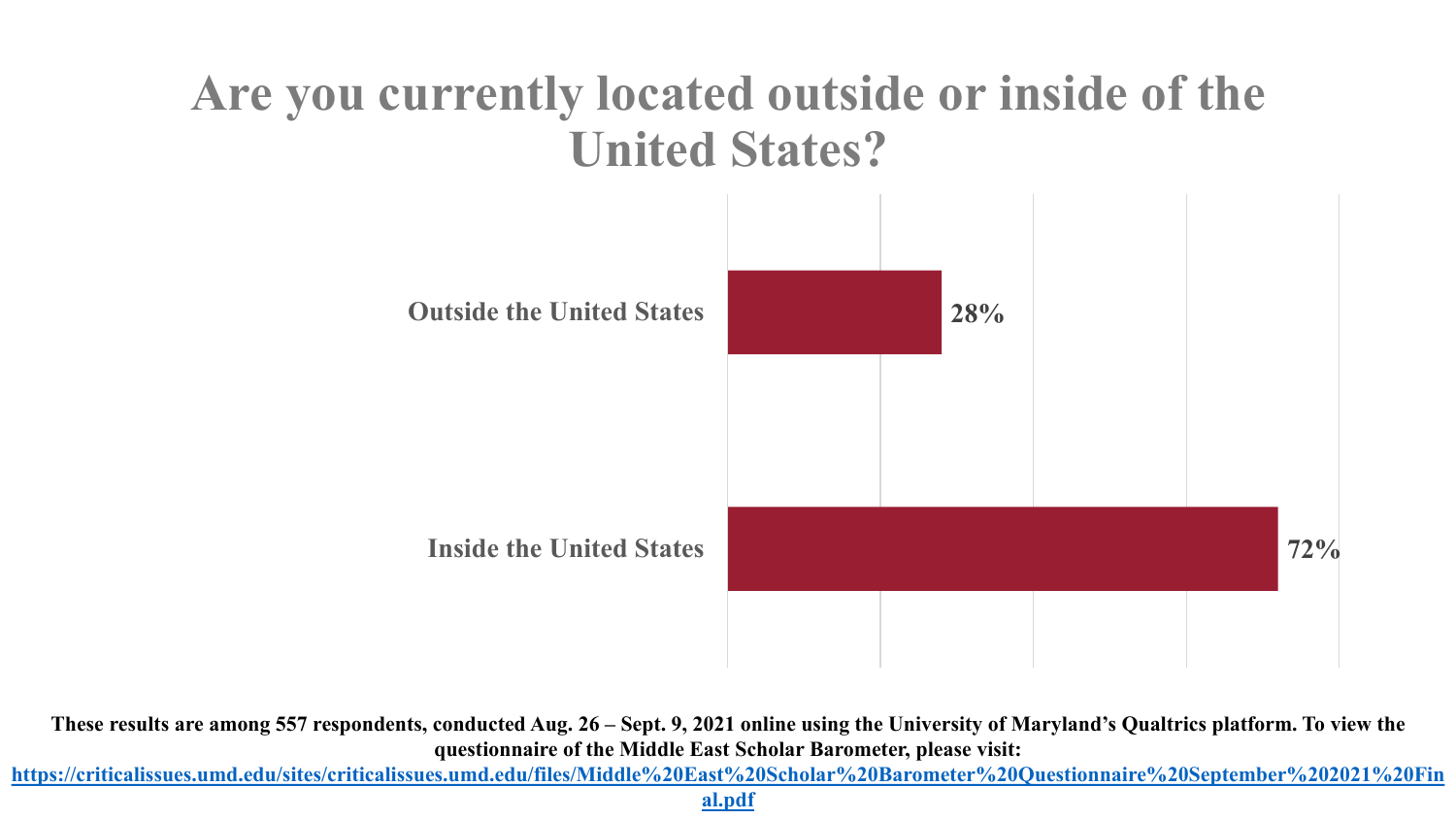# Are you currently located outside or inside of the United States?

| Response | Percentage |
| --- | --- |
| Outside the United States | 28% |
| Inside the United States | 72% |

**These results are among 557 respondents, conducted Aug. 26 – Sept. 9, 2021 online using the University of Maryland's Qualtrics platform. To view the questionnaire of the Middle East Scholar Barometer, please visit: https://criticalissues.umd.edu/sites/criticalissues.umd.edu/files/Middle%20East%20Scholar%20Barometer%20Questionnaire%20September%202021%20Final.pdf**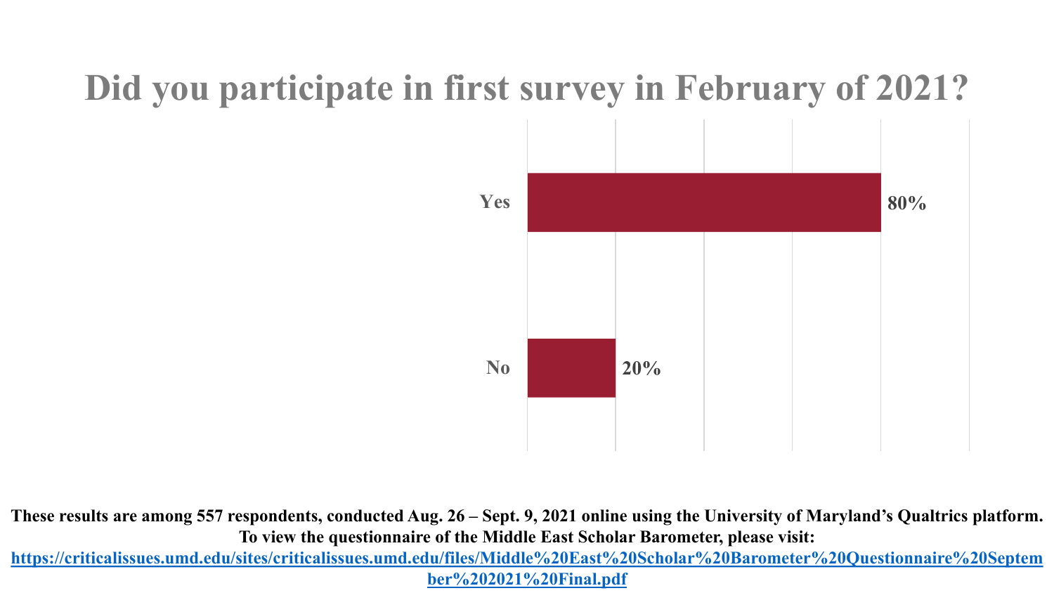# Did you participate in first survey in February of 2021?

| Response | Percentage |
| --- | --- |
| Yes | 80% |
| No | 20% |

**These results are among 557 respondents, conducted Aug. 26 – Sept. 9, 2021 online using the University of Maryland's Qualtrics platform. To view the questionnaire of the Middle East Scholar Barometer, please visit: https://criticalissues.umd.edu/sites/criticalissues.umd.edu/files/Middle%20East%20Scholar%20Barometer%20Questionnaire%20September%202021%20Final.pdf**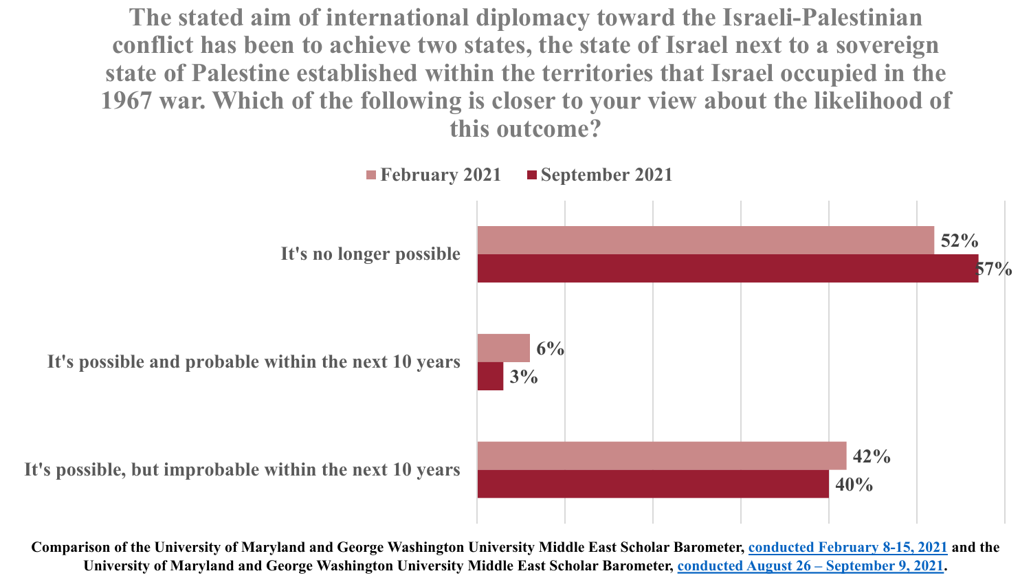# The stated aim of international diplomacy toward the Israeli-Palestinian conflict has been to achieve two states, the state of Israel next to a sovereign state of Palestine established within the territories that Israel occupied in the 1967 war. Which of the following is closer to your view about the likelihood of this outcome?

| | February 2021 | September 2021 |
|---|---|---|
| It's no longer possible | 52% | 57% |
| It's possible and probable within the next 10 years | 6% | 3% |
| It's possible, but improbable within the next 10 years | 42% | 40% |

**Comparison of the University of Maryland and George Washington University Middle East Scholar Barometer, conducted February 8-15, 2021 and the University of Maryland and George Washington University Middle East Scholar Barometer, conducted August 26 – September 9, 2021.**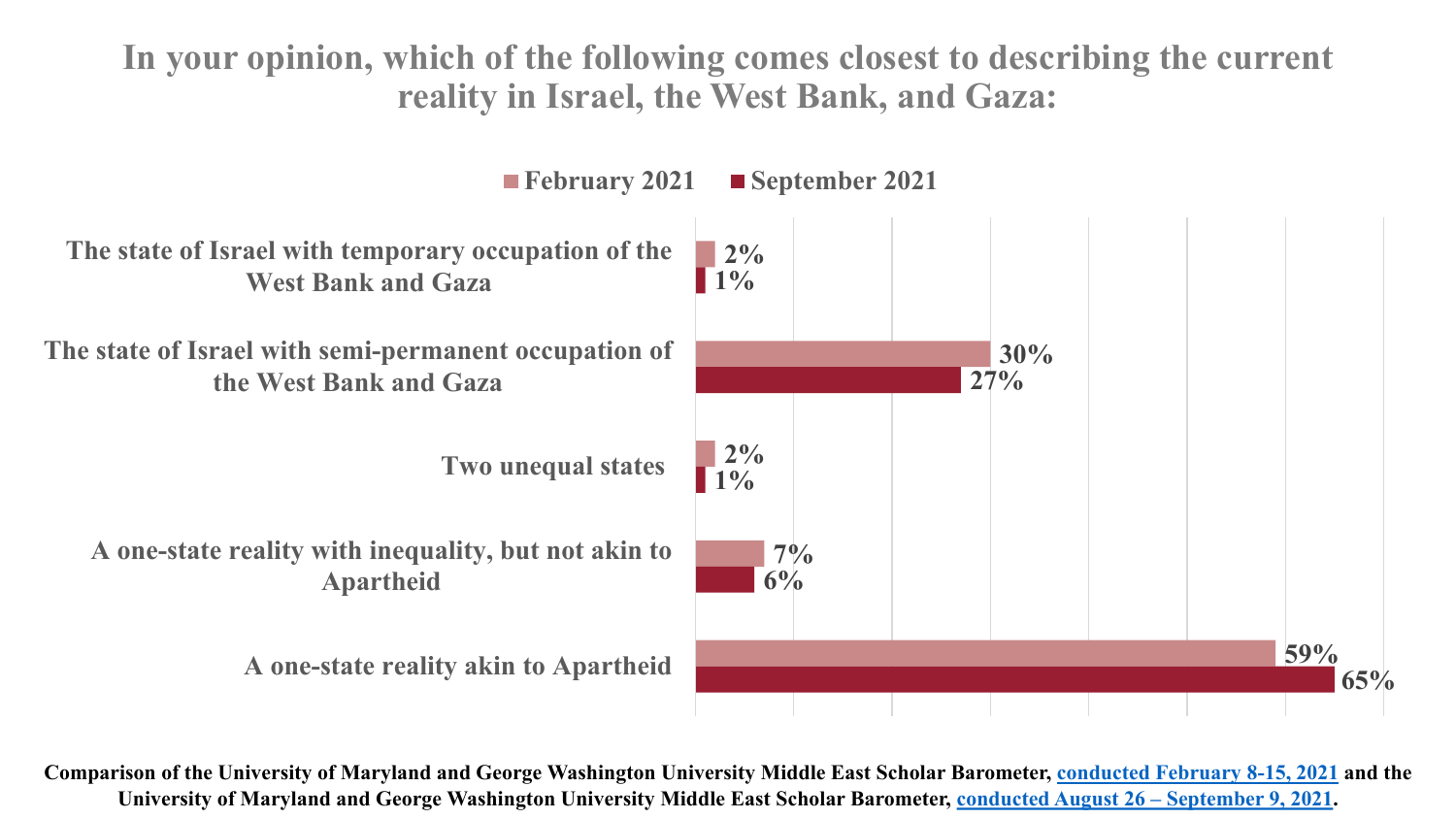# In your opinion, which of the following comes closest to describing the current reality in Israel, the West Bank, and Gaza:

| | February 2021 | September 2021 |
|---|---|---|
| The state of Israel with temporary occupation of the West Bank and Gaza | 2% | 1% |
| The state of Israel with semi-permanent occupation of the West Bank and Gaza | 30% | 27% |
| Two unequal states | 2% | 1% |
| A one-state reality with inequality, but not akin to Apartheid | 7% | 6% |
| A one-state reality akin to Apartheid | 59% | 65% |

**Comparison of the University of Maryland and George Washington University Middle East Scholar Barometer, [conducted February 8-15, 2021] and the University of Maryland and George Washington University Middle East Scholar Barometer, [conducted August 26 – September 9, 2021].**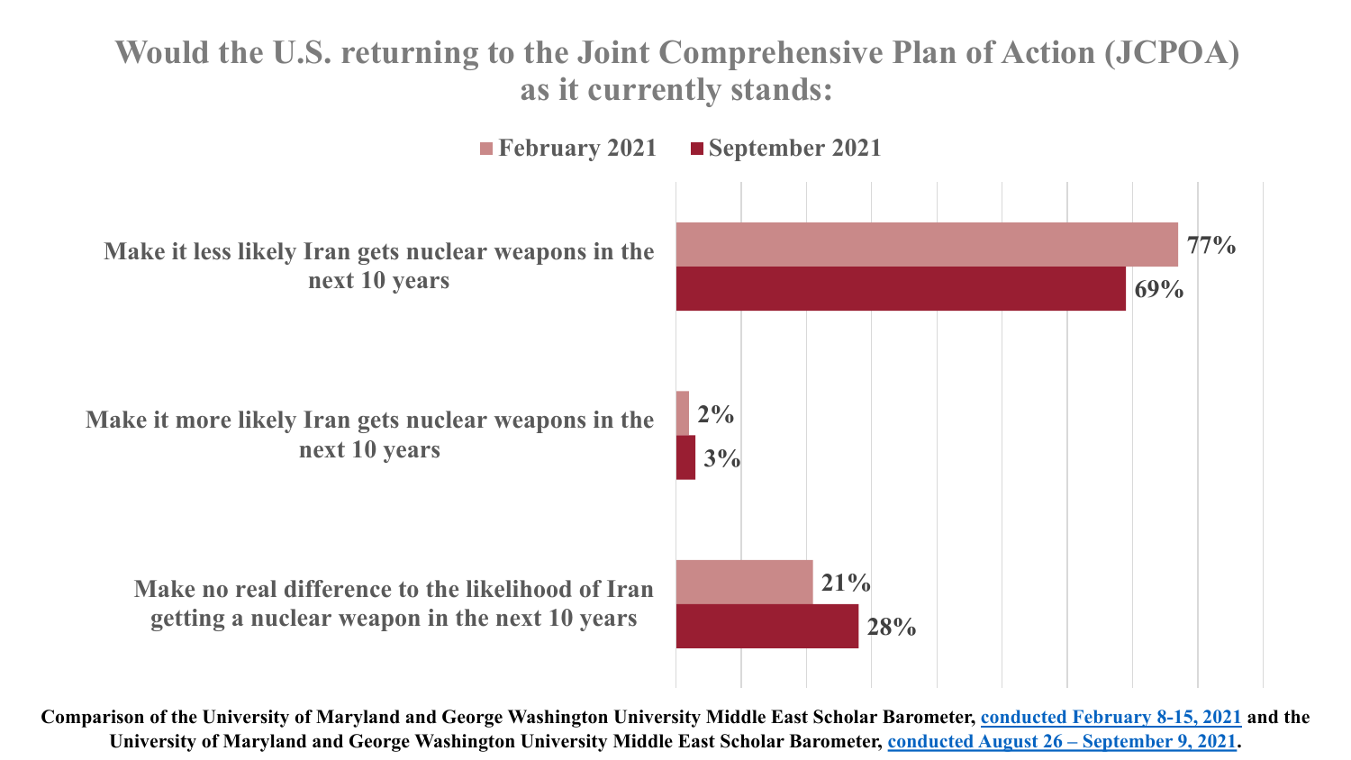# Would the U.S. returning to the Joint Comprehensive Plan of Action (JCPOA) as it currently stands:

February 2021
September 2021

Make it less likely Iran gets nuclear weapons in the next 10 years
77%
69%

Make it more likely Iran gets nuclear weapons in the next 10 years
2%
3%

Make no real difference to the likelihood of Iran getting a nuclear weapon in the next 10 years
21%
28%

**Comparison of the University of Maryland and George Washington University Middle East Scholar Barometer, conducted February 8-15, 2021 and the University of Maryland and George Washington University Middle East Scholar Barometer, conducted August 26 – September 9, 2021.**